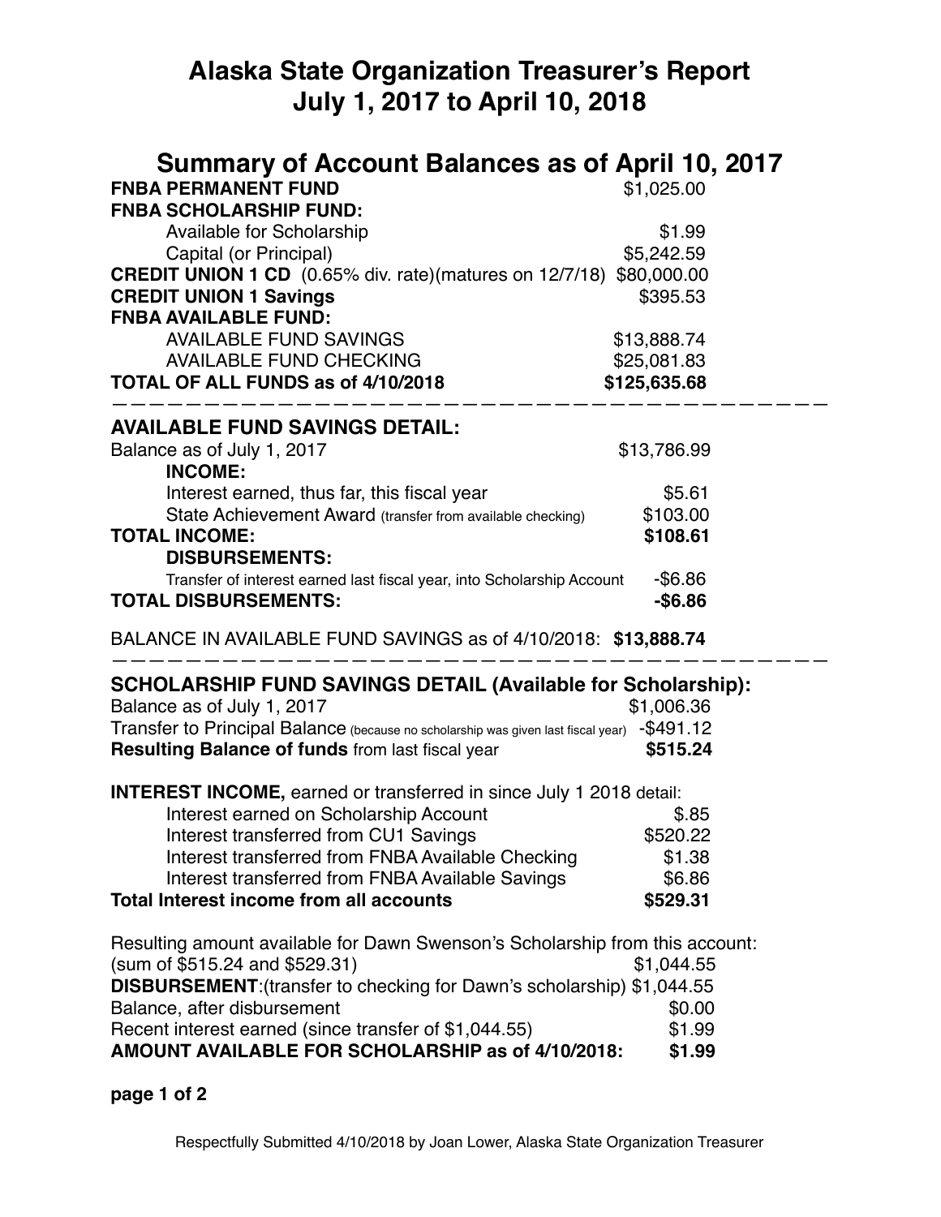# Alaska State Organization Treasurer's Report
# July 1, 2017 to April 10, 2018

## Summary of Account Balances as of April 10, 2017

| | |
|---|---|
| **FNBA PERMANENT FUND** | $1,025.00 |
| **FNBA SCHOLARSHIP FUND:** | |
| Available for Scholarship | $1.99 |
| Capital (or Principal) | $5,242.59 |
| **CREDIT UNION 1 CD** (0.65% div. rate)(matures on 12/7/18) | $80,000.00 |
| **CREDIT UNION 1 Savings** | $395.53 |
| **FNBA AVAILABLE FUND:** | |
| AVAILABLE FUND SAVINGS | $13,888.74 |
| AVAILABLE FUND CHECKING | $25,081.83 |
| **TOTAL OF ALL FUNDS as of 4/10/2018** | **$125,635.68** |

---

### AVAILABLE FUND SAVINGS DETAIL:

| | |
|---|---|
| Balance as of July 1, 2017 | $13,786.99 |
| **INCOME:** | |
| Interest earned, thus far, this fiscal year | $5.61 |
| State Achievement Award (transfer from available checking) | $103.00 |
| **TOTAL INCOME:** | **$108.61** |
| **DISBURSEMENTS:** | |
| Transfer of interest earned last fiscal year, into Scholarship Account | -$6.86 |
| **TOTAL DISBURSEMENTS:** | **-$6.86** |

BALANCE IN AVAILABLE FUND SAVINGS as of 4/10/2018: **$13,888.74**

---

### SCHOLARSHIP FUND SAVINGS DETAIL (Available for Scholarship):

| | |
|---|---|
| Balance as of July 1, 2017 | $1,006.36 |
| Transfer to Principal Balance (because no scholarship was given last fiscal year) | -$491.12 |
| **Resulting Balance of funds** from last fiscal year | **$515.24** |

**INTEREST INCOME,** earned or transferred in since July 1 2018 detail:

| | |
|---|---|
| Interest earned on Scholarship Account | $.85 |
| Interest transferred from CU1 Savings | $520.22 |
| Interest transferred from FNBA Available Checking | $1.38 |
| Interest transferred from FNBA Available Savings | $6.86 |
| **Total Interest income from all accounts** | **$529.31** |

Resulting amount available for Dawn Swenson's Scholarship from this account:

| | |
|---|---|
| (sum of $515.24 and $529.31) | $1,044.55 |
| **DISBURSEMENT**:(transfer to checking for Dawn's scholarship) | $1,044.55 |
| Balance, after disbursement | $0.00 |
| Recent interest earned (since transfer of $1,044.55) | $1.99 |
| **AMOUNT AVAILABLE FOR SCHOLARSHIP as of 4/10/2018:** | **$1.99** |

Respectfully Submitted 4/10/2018 by Joan Lower, Alaska State Organization Treasurer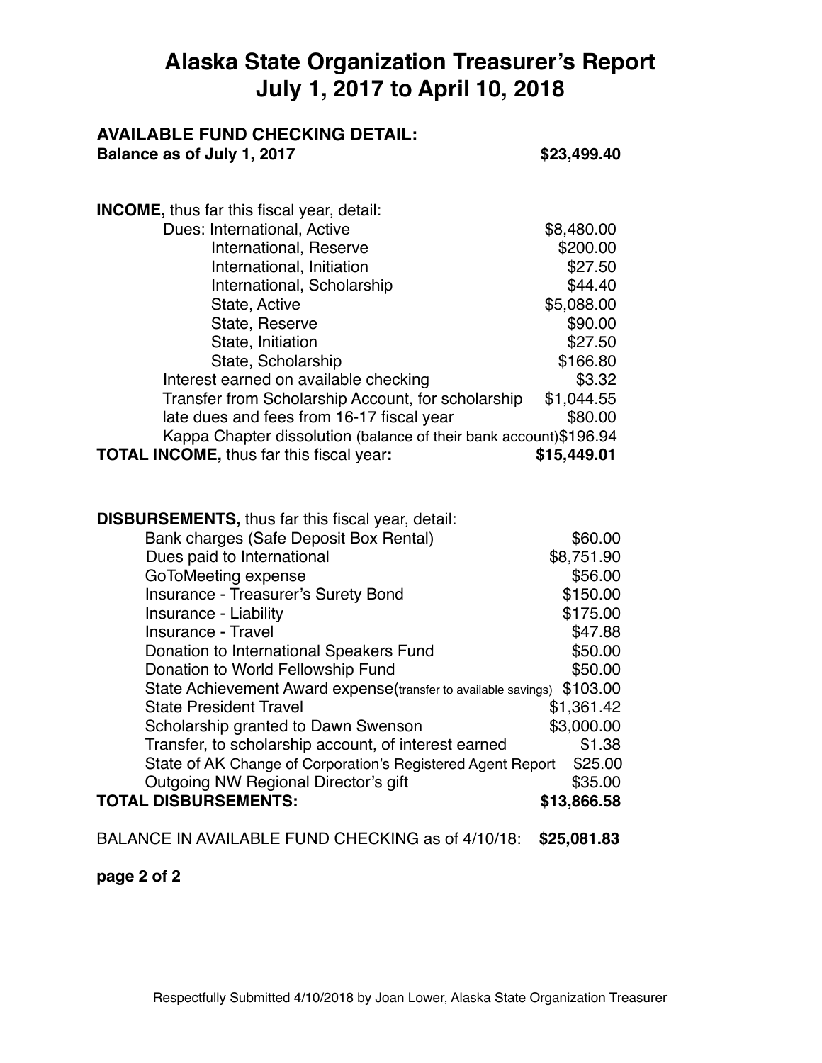# Alaska State Organization Treasurer's Report
# July 1, 2017 to April 10, 2018

**AVAILABLE FUND CHECKING DETAIL:**

| | |
|---|---|
| **Balance as of July 1, 2017** | **$23,499.40** |

**INCOME,** thus far this fiscal year, detail:

| | |
|---|---|
| Dues: International, Active | $8,480.00 |
| International, Reserve | $200.00 |
| International, Initiation | $27.50 |
| International, Scholarship | $44.40 |
| State, Active | $5,088.00 |
| State, Reserve | $90.00 |
| State, Initiation | $27.50 |
| State, Scholarship | $166.80 |
| Interest earned on available checking | $3.32 |
| Transfer from Scholarship Account, for scholarship | $1,044.55 |
| late dues and fees from 16-17 fiscal year | $80.00 |
| Kappa Chapter dissolution (balance of their bank account) | $196.94 |
| **TOTAL INCOME,** thus far this fiscal year**:** | **$15,449.01** |

**DISBURSEMENTS,** thus far this fiscal year, detail:

| | |
|---|---|
| Bank charges (Safe Deposit Box Rental) | $60.00 |
| Dues paid to International | $8,751.90 |
| GoToMeeting expense | $56.00 |
| Insurance - Treasurer's Surety Bond | $150.00 |
| Insurance - Liability | $175.00 |
| Insurance - Travel | $47.88 |
| Donation to International Speakers Fund | $50.00 |
| Donation to World Fellowship Fund | $50.00 |
| State Achievement Award expense(transfer to available savings) | $103.00 |
| State President Travel | $1,361.42 |
| Scholarship granted to Dawn Swenson | $3,000.00 |
| Transfer, to scholarship account, of interest earned | $1.38 |
| State of AK Change of Corporation's Registered Agent Report | $25.00 |
| Outgoing NW Regional Director's gift | $35.00 |
| **TOTAL DISBURSEMENTS:** | **$13,866.58** |

BALANCE IN AVAILABLE FUND CHECKING as of 4/10/18: **$25,081.83**

Respectfully Submitted 4/10/2018 by Joan Lower, Alaska State Organization Treasurer